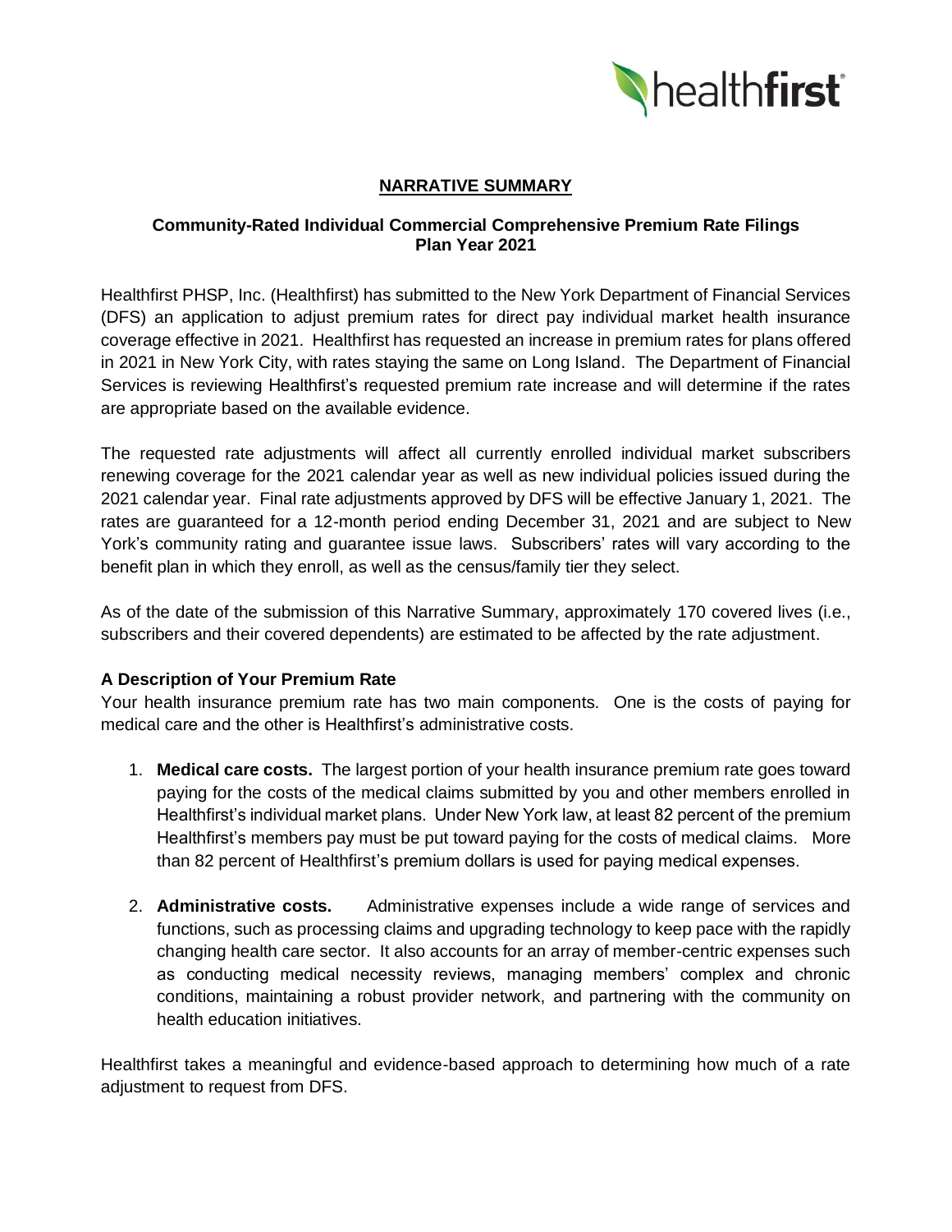# NARRATIVE SUMMARY

## Community-Rated Individual Commercial Comprehensive Premium Rate Filings Plan Year 2021

Healthfirst PHSP, Inc. (Healthfirst) has submitted to the New York Department of Financial Services (DFS) an application to adjust premium rates for direct pay individual market health insurance coverage effective in 2021. Healthfirst has requested an increase in premium rates for plans offered in 2021 in New York City, with rates staying the same on Long Island. The Department of Financial Services is reviewing Healthfirst's requested premium rate increase and will determine if the rates are appropriate based on the available evidence.

The requested rate adjustments will affect all currently enrolled individual market subscribers renewing coverage for the 2021 calendar year as well as new individual policies issued during the 2021 calendar year. Final rate adjustments approved by DFS will be effective January 1, 2021. The rates are guaranteed for a 12-month period ending December 31, 2021 and are subject to New York's community rating and guarantee issue laws. Subscribers' rates will vary according to the benefit plan in which they enroll, as well as the census/family tier they select.

As of the date of the submission of this Narrative Summary, approximately 170 covered lives (i.e., subscribers and their covered dependents) are estimated to be affected by the rate adjustment.

### A Description of Your Premium Rate

Your health insurance premium rate has two main components. One is the costs of paying for medical care and the other is Healthfirst's administrative costs.

1. **Medical care costs.** The largest portion of your health insurance premium rate goes toward paying for the costs of the medical claims submitted by you and other members enrolled in Healthfirst's individual market plans. Under New York law, at least 82 percent of the premium Healthfirst's members pay must be put toward paying for the costs of medical claims. More than 82 percent of Healthfirst's premium dollars is used for paying medical expenses.

2. **Administrative costs.** Administrative expenses include a wide range of services and functions, such as processing claims and upgrading technology to keep pace with the rapidly changing health care sector. It also accounts for an array of member-centric expenses such as conducting medical necessity reviews, managing members' complex and chronic conditions, maintaining a robust provider network, and partnering with the community on health education initiatives.

Healthfirst takes a meaningful and evidence-based approach to determining how much of a rate adjustment to request from DFS.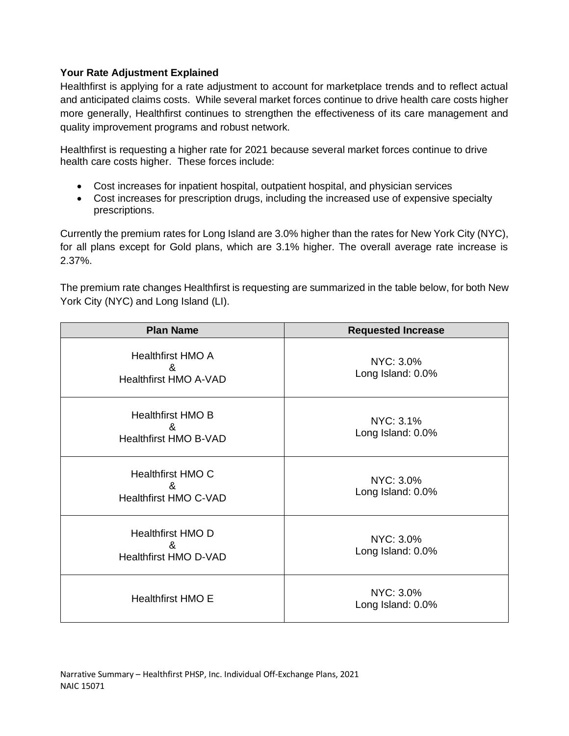**Your Rate Adjustment Explained**

Healthfirst is applying for a rate adjustment to account for marketplace trends and to reflect actual and anticipated claims costs. While several market forces continue to drive health care costs higher more generally, Healthfirst continues to strengthen the effectiveness of its care management and quality improvement programs and robust network.

Healthfirst is requesting a higher rate for 2021 because several market forces continue to drive health care costs higher. These forces include:

- Cost increases for inpatient hospital, outpatient hospital, and physician services
- Cost increases for prescription drugs, including the increased use of expensive specialty prescriptions.

Currently the premium rates for Long Island are 3.0% higher than the rates for New York City (NYC), for all plans except for Gold plans, which are 3.1% higher. The overall average rate increase is 2.37%.

The premium rate changes Healthfirst is requesting are summarized in the table below, for both New York City (NYC) and Long Island (LI).

| Plan Name | Requested Increase |
|---|---|
| Healthfirst HMO A & Healthfirst HMO A-VAD | NYC: 3.0% Long Island: 0.0% |
| Healthfirst HMO B & Healthfirst HMO B-VAD | NYC: 3.1% Long Island: 0.0% |
| Healthfirst HMO C & Healthfirst HMO C-VAD | NYC: 3.0% Long Island: 0.0% |
| Healthfirst HMO D & Healthfirst HMO D-VAD | NYC: 3.0% Long Island: 0.0% |
| Healthfirst HMO E | NYC: 3.0% Long Island: 0.0% |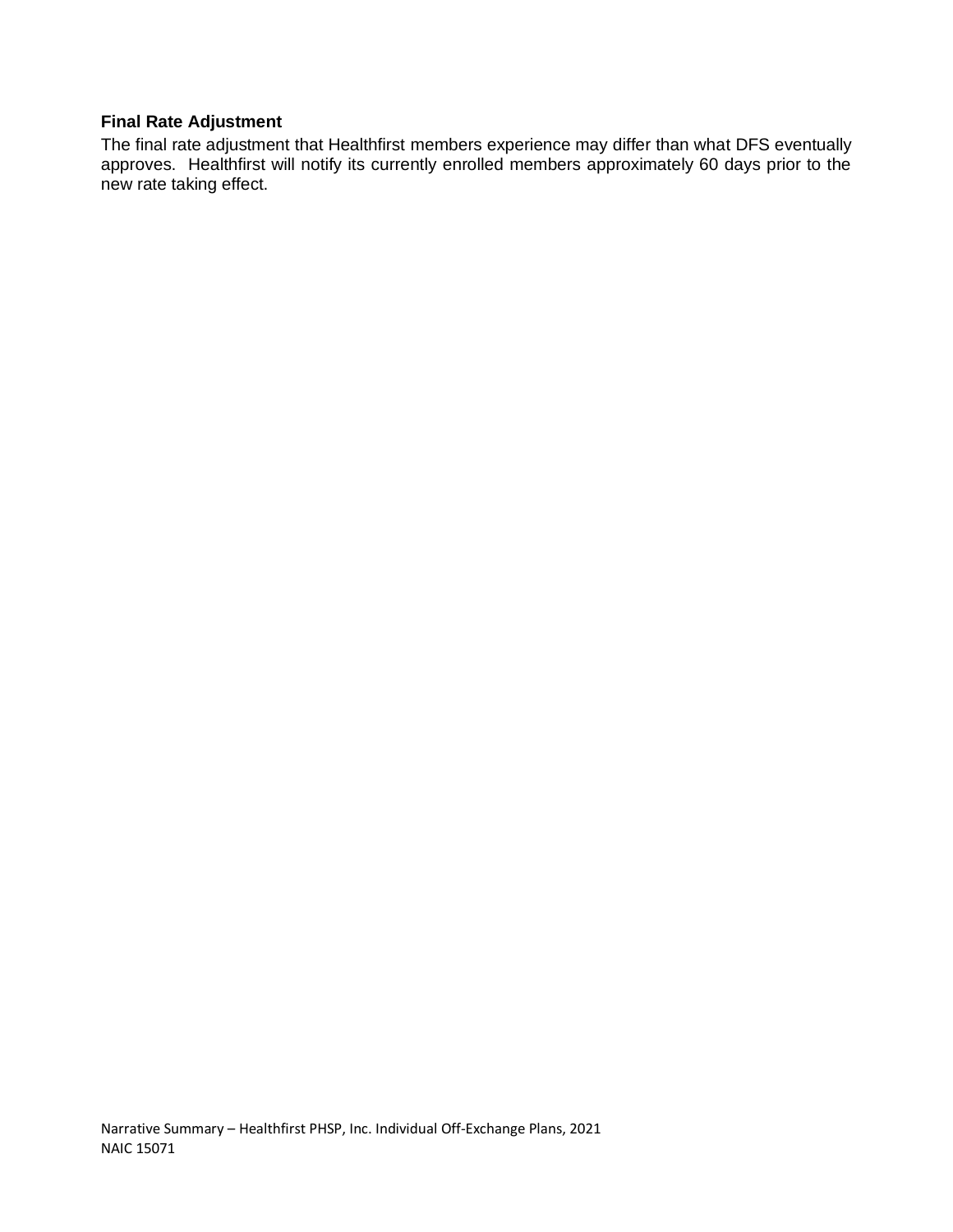**Final Rate Adjustment**

The final rate adjustment that Healthfirst members experience may differ than what DFS eventually approves. Healthfirst will notify its currently enrolled members approximately 60 days prior to the new rate taking effect.